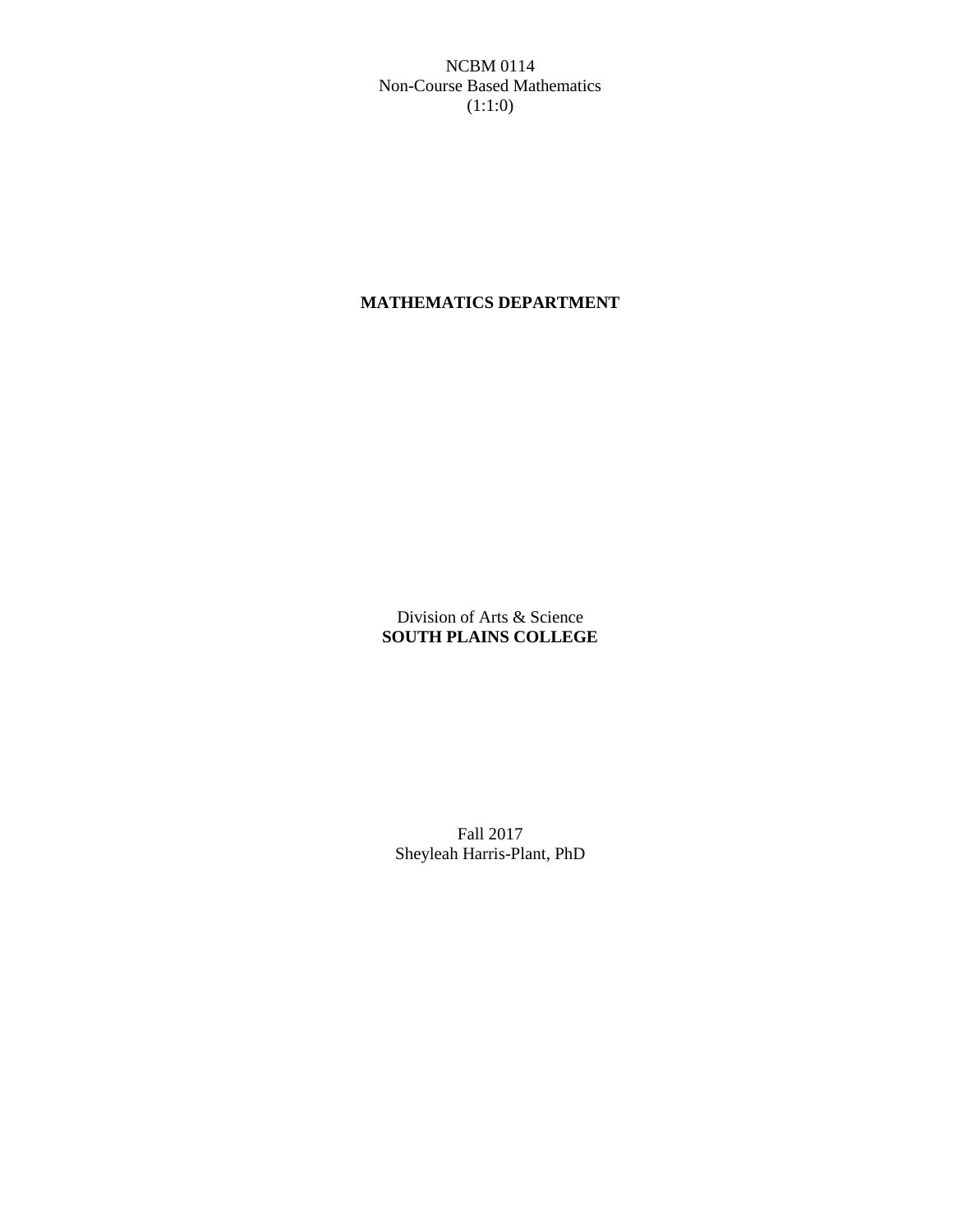NCBM 0114
Non-Course Based Mathematics
(1:1:0)

**MATHEMATICS DEPARTMENT**

Division of Arts & Science
**SOUTH PLAINS COLLEGE**

Fall 2017
Sheyleah Harris-Plant, PhD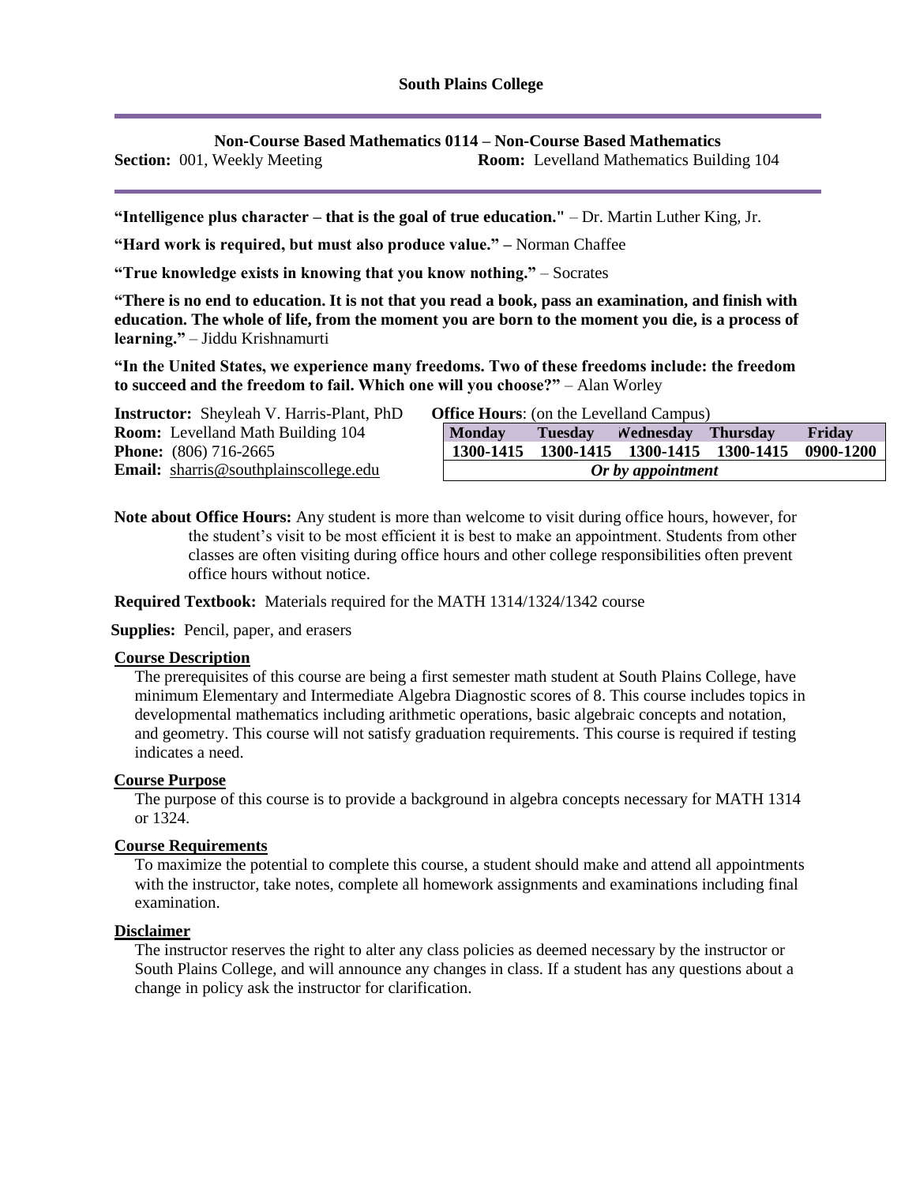**South Plains College**

---

**Non-Course Based Mathematics 0114 – Non-Course Based Mathematics**

**Section:** 001, Weekly Meeting **Room:** Levelland Mathematics Building 104

---

**"Intelligence plus character – that is the goal of true education."** – Dr. Martin Luther King, Jr.

**"Hard work is required, but must also produce value." –** Norman Chaffee

**"True knowledge exists in knowing that you know nothing."** – Socrates

**"There is no end to education. It is not that you read a book, pass an examination, and finish with education. The whole of life, from the moment you are born to the moment you die, is a process of learning."** – Jiddu Krishnamurti

**"In the United States, we experience many freedoms. Two of these freedoms include: the freedom to succeed and the freedom to fail. Which one will you choose?"** – Alan Worley

**Instructor:** Sheyleah V. Harris-Plant, PhD
**Room:** Levelland Math Building 104
**Phone:** (806) 716-2665
**Email:** sharris@southplainscollege.edu

**Office Hours**: (on the Levelland Campus)

| Monday | Tuesday | Wednesday | Thursday | Friday |
|---|---|---|---|---|
| 1300-1415 | 1300-1415 | 1300-1415 | 1300-1415 | 0900-1200 |
| *Or by appointment* | | | | |

**Note about Office Hours:** Any student is more than welcome to visit during office hours, however, for the student's visit to be most efficient it is best to make an appointment. Students from other classes are often visiting during office hours and other college responsibilities often prevent office hours without notice.

**Required Textbook:** Materials required for the MATH 1314/1324/1342 course

**Supplies:** Pencil, paper, and erasers

## Course Description

The prerequisites of this course are being a first semester math student at South Plains College, have minimum Elementary and Intermediate Algebra Diagnostic scores of 8. This course includes topics in developmental mathematics including arithmetic operations, basic algebraic concepts and notation, and geometry. This course will not satisfy graduation requirements. This course is required if testing indicates a need.

## Course Purpose

The purpose of this course is to provide a background in algebra concepts necessary for MATH 1314 or 1324.

## Course Requirements

To maximize the potential to complete this course, a student should make and attend all appointments with the instructor, take notes, complete all homework assignments and examinations including final examination.

## Disclaimer

The instructor reserves the right to alter any class policies as deemed necessary by the instructor or South Plains College, and will announce any changes in class. If a student has any questions about a change in policy ask the instructor for clarification.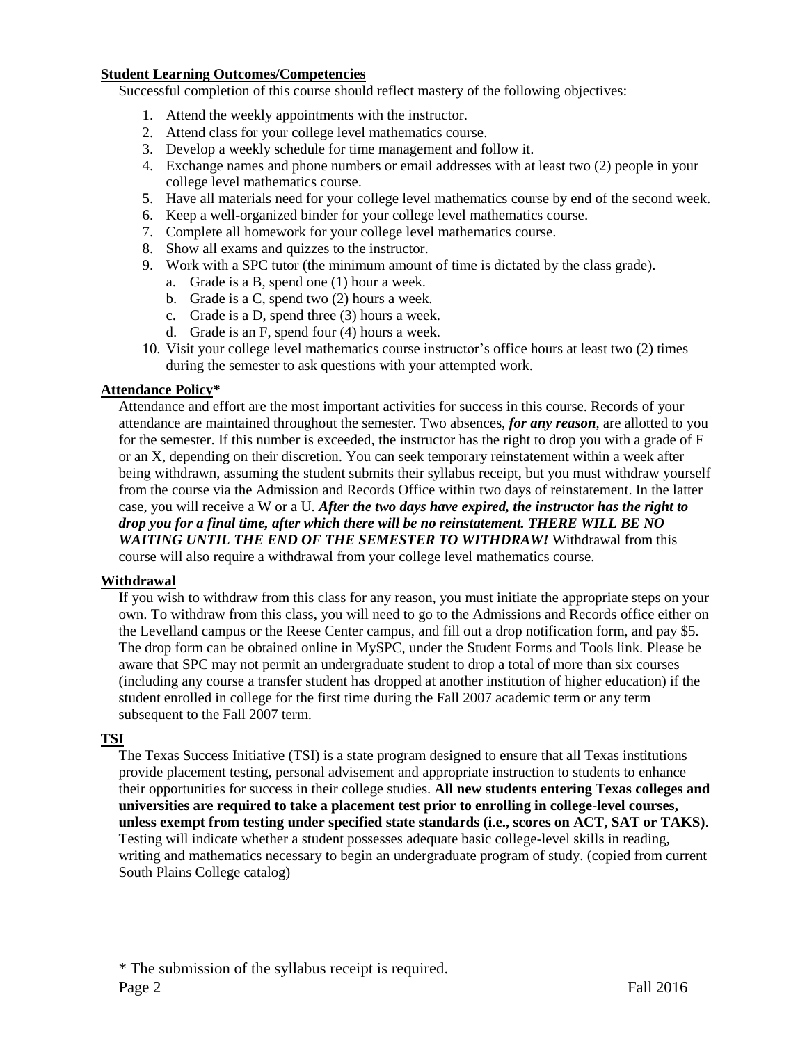**Student Learning Outcomes/Competencies**

Successful completion of this course should reflect mastery of the following objectives:

1. Attend the weekly appointments with the instructor.
2. Attend class for your college level mathematics course.
3. Develop a weekly schedule for time management and follow it.
4. Exchange names and phone numbers or email addresses with at least two (2) people in your college level mathematics course.
5. Have all materials need for your college level mathematics course by end of the second week.
6. Keep a well-organized binder for your college level mathematics course.
7. Complete all homework for your college level mathematics course.
8. Show all exams and quizzes to the instructor.
9. Work with a SPC tutor (the minimum amount of time is dictated by the class grade).
   a. Grade is a B, spend one (1) hour a week.
   b. Grade is a C, spend two (2) hours a week.
   c. Grade is a D, spend three (3) hours a week.
   d. Grade is an F, spend four (4) hours a week.
10. Visit your college level mathematics course instructor's office hours at least two (2) times during the semester to ask questions with your attempted work.

**Attendance Policy***

Attendance and effort are the most important activities for success in this course. Records of your attendance are maintained throughout the semester. Two absences, ***for any reason***, are allotted to you for the semester. If this number is exceeded, the instructor has the right to drop you with a grade of F or an X, depending on their discretion. You can seek temporary reinstatement within a week after being withdrawn, assuming the student submits their syllabus receipt, but you must withdraw yourself from the course via the Admission and Records Office within two days of reinstatement. In the latter case, you will receive a W or a U. ***After the two days have expired, the instructor has the right to drop you for a final time, after which there will be no reinstatement. THERE WILL BE NO WAITING UNTIL THE END OF THE SEMESTER TO WITHDRAW!*** Withdrawal from this course will also require a withdrawal from your college level mathematics course.

**Withdrawal**

If you wish to withdraw from this class for any reason, you must initiate the appropriate steps on your own. To withdraw from this class, you will need to go to the Admissions and Records office either on the Levelland campus or the Reese Center campus, and fill out a drop notification form, and pay $5. The drop form can be obtained online in MySPC, under the Student Forms and Tools link. Please be aware that SPC may not permit an undergraduate student to drop a total of more than six courses (including any course a transfer student has dropped at another institution of higher education) if the student enrolled in college for the first time during the Fall 2007 academic term or any term subsequent to the Fall 2007 term.

**TSI**

The Texas Success Initiative (TSI) is a state program designed to ensure that all Texas institutions provide placement testing, personal advisement and appropriate instruction to students to enhance their opportunities for success in their college studies. **All new students entering Texas colleges and universities are required to take a placement test prior to enrolling in college-level courses, unless exempt from testing under specified state standards (i.e., scores on ACT, SAT or TAKS)**. Testing will indicate whether a student possesses adequate basic college-level skills in reading, writing and mathematics necessary to begin an undergraduate program of study. (copied from current South Plains College catalog)

* The submission of the syllabus receipt is required.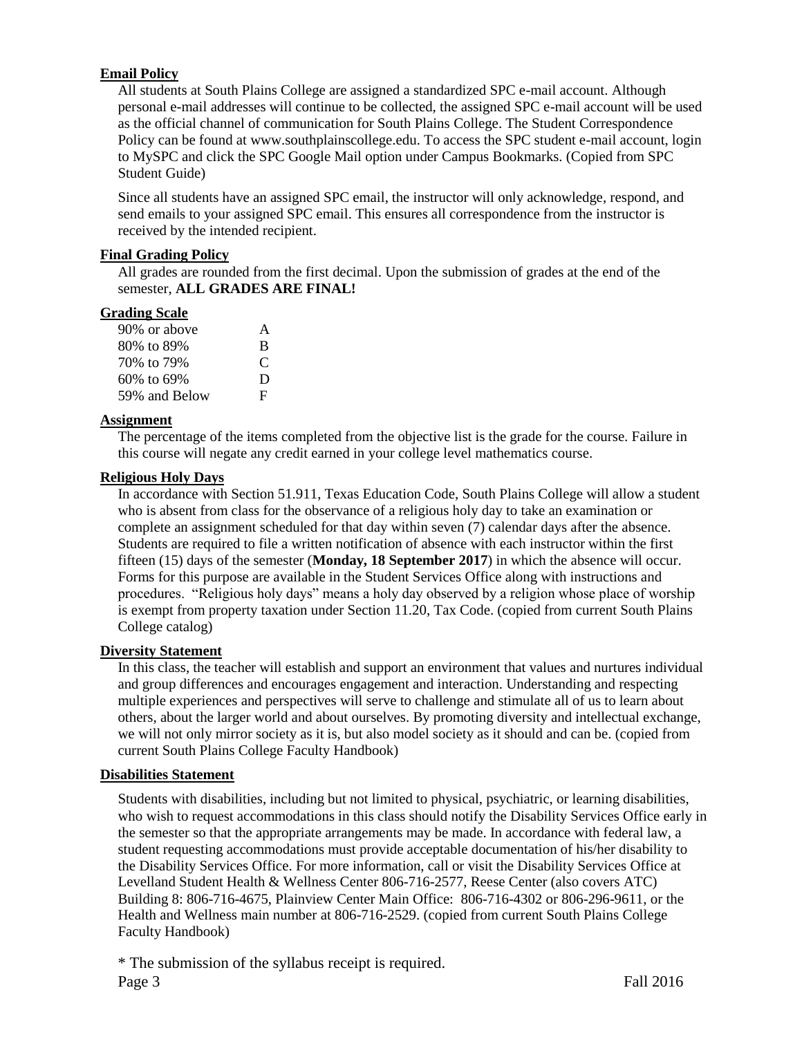**Email Policy**

All students at South Plains College are assigned a standardized SPC e-mail account. Although personal e-mail addresses will continue to be collected, the assigned SPC e-mail account will be used as the official channel of communication for South Plains College. The Student Correspondence Policy can be found at www.southplainscollege.edu. To access the SPC student e-mail account, login to MySPC and click the SPC Google Mail option under Campus Bookmarks. (Copied from SPC Student Guide)

Since all students have an assigned SPC email, the instructor will only acknowledge, respond, and send emails to your assigned SPC email. This ensures all correspondence from the instructor is received by the intended recipient.

**Final Grading Policy**

All grades are rounded from the first decimal. Upon the submission of grades at the end of the semester, **ALL GRADES ARE FINAL!**

**Grading Scale**

| | |
|---|---|
| 90% or above | A |
| 80% to 89% | B |
| 70% to 79% | C |
| 60% to 69% | D |
| 59% and Below | F |

**Assignment**

The percentage of the items completed from the objective list is the grade for the course. Failure in this course will negate any credit earned in your college level mathematics course.

**Religious Holy Days**

In accordance with Section 51.911, Texas Education Code, South Plains College will allow a student who is absent from class for the observance of a religious holy day to take an examination or complete an assignment scheduled for that day within seven (7) calendar days after the absence. Students are required to file a written notification of absence with each instructor within the first fifteen (15) days of the semester (**Monday, 18 September 2017**) in which the absence will occur. Forms for this purpose are available in the Student Services Office along with instructions and procedures. "Religious holy days" means a holy day observed by a religion whose place of worship is exempt from property taxation under Section 11.20, Tax Code. (copied from current South Plains College catalog)

**Diversity Statement**

In this class, the teacher will establish and support an environment that values and nurtures individual and group differences and encourages engagement and interaction. Understanding and respecting multiple experiences and perspectives will serve to challenge and stimulate all of us to learn about others, about the larger world and about ourselves. By promoting diversity and intellectual exchange, we will not only mirror society as it is, but also model society as it should and can be. (copied from current South Plains College Faculty Handbook)

**Disabilities Statement**

Students with disabilities, including but not limited to physical, psychiatric, or learning disabilities, who wish to request accommodations in this class should notify the Disability Services Office early in the semester so that the appropriate arrangements may be made. In accordance with federal law, a student requesting accommodations must provide acceptable documentation of his/her disability to the Disability Services Office. For more information, call or visit the Disability Services Office at Levelland Student Health & Wellness Center 806-716-2577, Reese Center (also covers ATC) Building 8: 806-716-4675, Plainview Center Main Office: 806-716-4302 or 806-296-9611, or the Health and Wellness main number at 806-716-2529. (copied from current South Plains College Faculty Handbook)

* The submission of the syllabus receipt is required.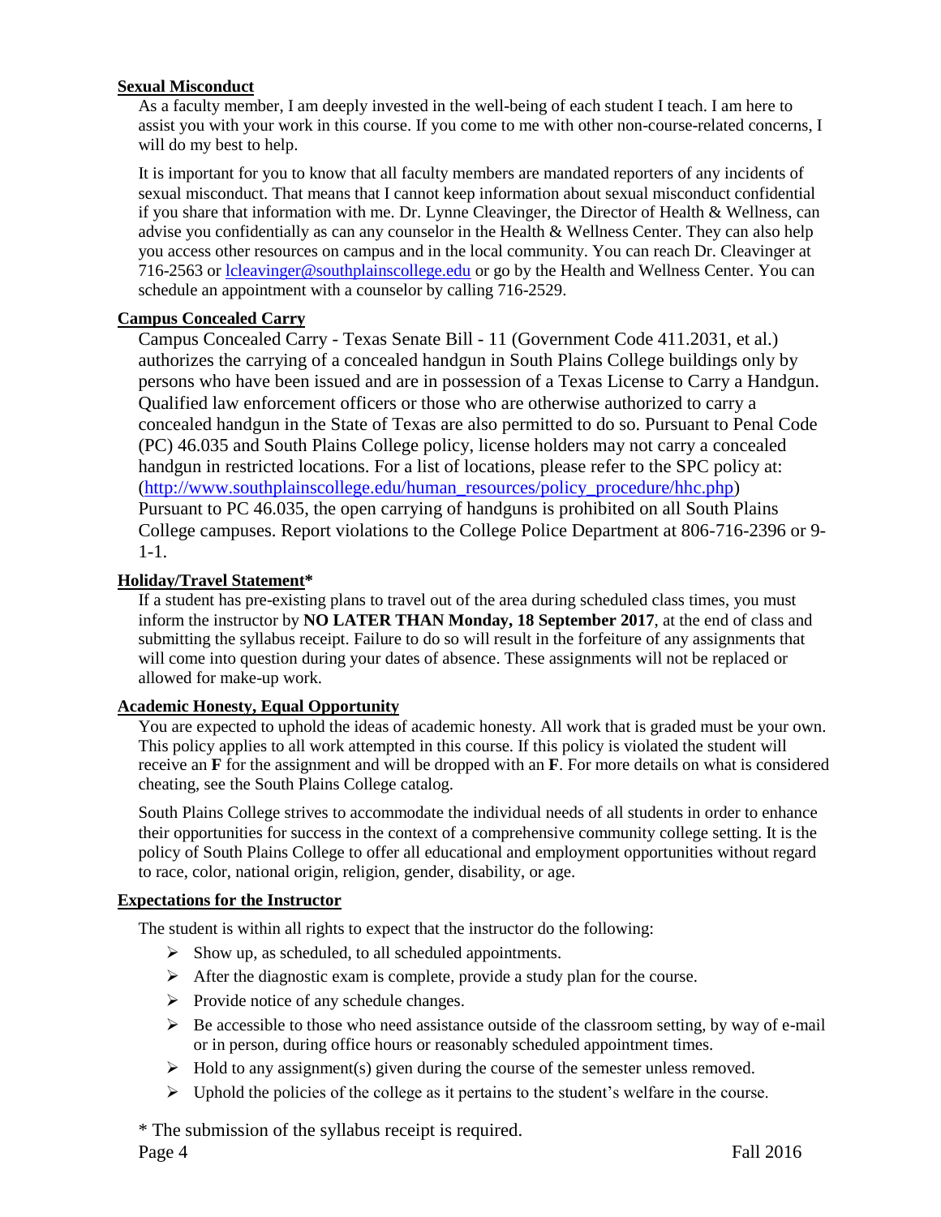**Sexual Misconduct**

As a faculty member, I am deeply invested in the well-being of each student I teach. I am here to assist you with your work in this course. If you come to me with other non-course-related concerns, I will do my best to help.

It is important for you to know that all faculty members are mandated reporters of any incidents of sexual misconduct. That means that I cannot keep information about sexual misconduct confidential if you share that information with me. Dr. Lynne Cleavinger, the Director of Health & Wellness, can advise you confidentially as can any counselor in the Health & Wellness Center. They can also help you access other resources on campus and in the local community. You can reach Dr. Cleavinger at 716-2563 or lcleavinger@southplainscollege.edu or go by the Health and Wellness Center. You can schedule an appointment with a counselor by calling 716-2529.

**Campus Concealed Carry**

Campus Concealed Carry - Texas Senate Bill - 11 (Government Code 411.2031, et al.) authorizes the carrying of a concealed handgun in South Plains College buildings only by persons who have been issued and are in possession of a Texas License to Carry a Handgun. Qualified law enforcement officers or those who are otherwise authorized to carry a concealed handgun in the State of Texas are also permitted to do so. Pursuant to Penal Code (PC) 46.035 and South Plains College policy, license holders may not carry a concealed handgun in restricted locations. For a list of locations, please refer to the SPC policy at: (http://www.southplainscollege.edu/human_resources/policy_procedure/hhc.php) Pursuant to PC 46.035, the open carrying of handguns is prohibited on all South Plains College campuses. Report violations to the College Police Department at 806-716-2396 or 9-1-1.

**Holiday/Travel Statement***

If a student has pre-existing plans to travel out of the area during scheduled class times, you must inform the instructor by **NO LATER THAN Monday, 18 September 2017**, at the end of class and submitting the syllabus receipt. Failure to do so will result in the forfeiture of any assignments that will come into question during your dates of absence. These assignments will not be replaced or allowed for make-up work.

**Academic Honesty, Equal Opportunity**

You are expected to uphold the ideas of academic honesty. All work that is graded must be your own. This policy applies to all work attempted in this course. If this policy is violated the student will receive an **F** for the assignment and will be dropped with an **F**. For more details on what is considered cheating, see the South Plains College catalog.

South Plains College strives to accommodate the individual needs of all students in order to enhance their opportunities for success in the context of a comprehensive community college setting. It is the policy of South Plains College to offer all educational and employment opportunities without regard to race, color, national origin, religion, gender, disability, or age.

**Expectations for the Instructor**

The student is within all rights to expect that the instructor do the following:

- Show up, as scheduled, to all scheduled appointments.
- After the diagnostic exam is complete, provide a study plan for the course.
- Provide notice of any schedule changes.
- Be accessible to those who need assistance outside of the classroom setting, by way of e-mail or in person, during office hours or reasonably scheduled appointment times.
- Hold to any assignment(s) given during the course of the semester unless removed.
- Uphold the policies of the college as it pertains to the student's welfare in the course.

* The submission of the syllabus receipt is required.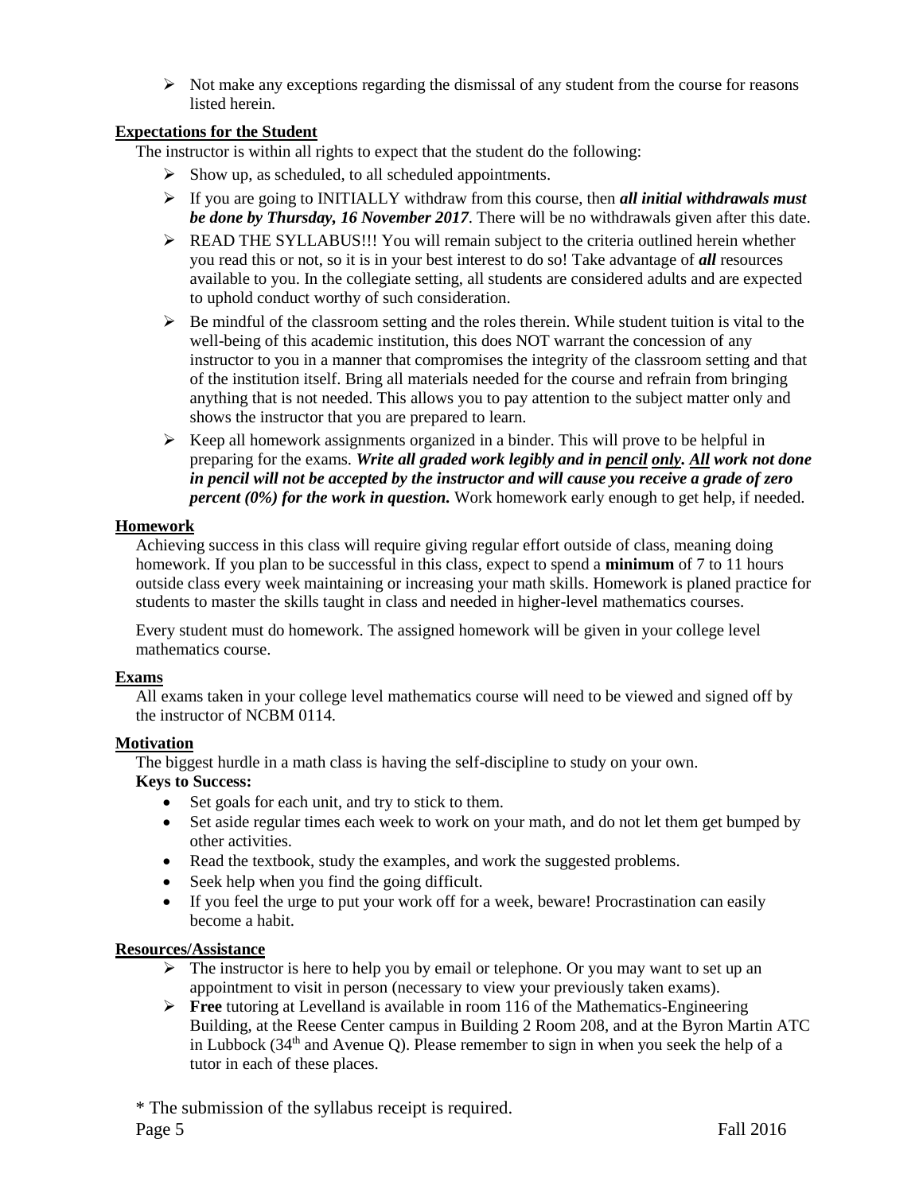- Not make any exceptions regarding the dismissal of any student from the course for reasons listed herein.

**Expectations for the Student**

The instructor is within all rights to expect that the student do the following:

- Show up, as scheduled, to all scheduled appointments.
- If you are going to INITIALLY withdraw from this course, then ***all initial withdrawals must be done by Thursday, 16 November 2017***. There will be no withdrawals given after this date.
- READ THE SYLLABUS!!! You will remain subject to the criteria outlined herein whether you read this or not, so it is in your best interest to do so! Take advantage of ***all*** resources available to you. In the collegiate setting, all students are considered adults and are expected to uphold conduct worthy of such consideration.
- Be mindful of the classroom setting and the roles therein. While student tuition is vital to the well-being of this academic institution, this does NOT warrant the concession of any instructor to you in a manner that compromises the integrity of the classroom setting and that of the institution itself. Bring all materials needed for the course and refrain from bringing anything that is not needed. This allows you to pay attention to the subject matter only and shows the instructor that you are prepared to learn.
- Keep all homework assignments organized in a binder. This will prove to be helpful in preparing for the exams. ***Write all graded work legibly and in <u>pencil</u> <u>only</u>. <u>All</u> work not done in pencil will not be accepted by the instructor and will cause you receive a grade of zero percent (0%) for the work in question.*** Work homework early enough to get help, if needed.

**Homework**

Achieving success in this class will require giving regular effort outside of class, meaning doing homework. If you plan to be successful in this class, expect to spend a **minimum** of 7 to 11 hours outside class every week maintaining or increasing your math skills. Homework is planed practice for students to master the skills taught in class and needed in higher-level mathematics courses.

Every student must do homework. The assigned homework will be given in your college level mathematics course.

**Exams**

All exams taken in your college level mathematics course will need to be viewed and signed off by the instructor of NCBM 0114.

**Motivation**

The biggest hurdle in a math class is having the self-discipline to study on your own.

**Keys to Success:**

- Set goals for each unit, and try to stick to them.
- Set aside regular times each week to work on your math, and do not let them get bumped by other activities.
- Read the textbook, study the examples, and work the suggested problems.
- Seek help when you find the going difficult.
- If you feel the urge to put your work off for a week, beware! Procrastination can easily become a habit.

**Resources/Assistance**

- The instructor is here to help you by email or telephone. Or you may want to set up an appointment to visit in person (necessary to view your previously taken exams).
- **Free** tutoring at Levelland is available in room 116 of the Mathematics-Engineering Building, at the Reese Center campus in Building 2 Room 208, and at the Byron Martin ATC in Lubbock (34th and Avenue Q). Please remember to sign in when you seek the help of a tutor in each of these places.

* The submission of the syllabus receipt is required.